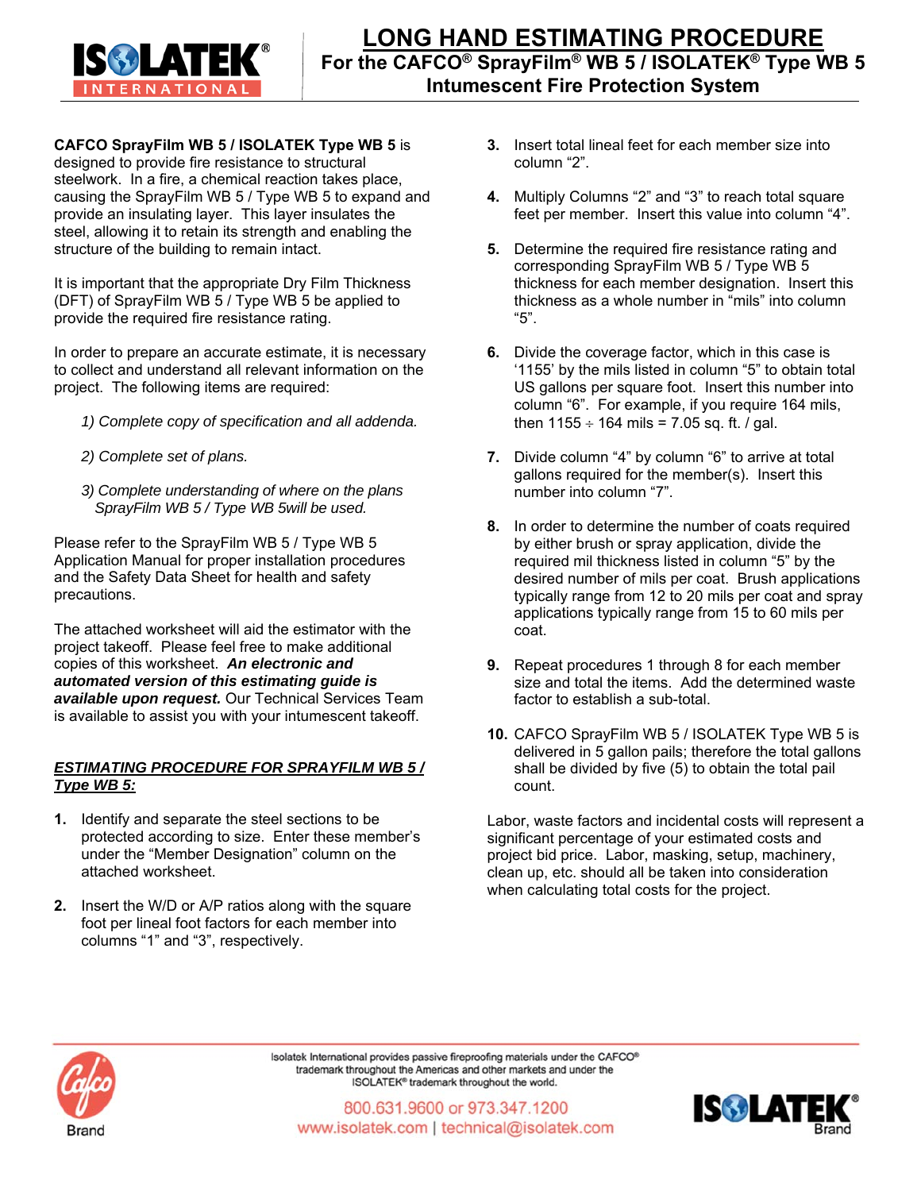# LONG HAND ESTIMATING PROCEDURE

## For the CAFCO® SprayFilm® WB 5 / ISOLATEK® Type WB 5 Intumescent Fire Protection System

**CAFCO SprayFilm WB 5 / ISOLATEK Type WB 5** is designed to provide fire resistance to structural steelwork. In a fire, a chemical reaction takes place, causing the SprayFilm WB 5 / Type WB 5 to expand and provide an insulating layer. This layer insulates the steel, allowing it to retain its strength and enabling the structure of the building to remain intact.

It is important that the appropriate Dry Film Thickness (DFT) of SprayFilm WB 5 / Type WB 5 be applied to provide the required fire resistance rating.

In order to prepare an accurate estimate, it is necessary to collect and understand all relevant information on the project. The following items are required:

*1) Complete copy of specification and all addenda.*

*2) Complete set of plans.*

*3) Complete understanding of where on the plans SprayFilm WB 5 / Type WB 5will be used.*

Please refer to the SprayFilm WB 5 / Type WB 5 Application Manual for proper installation procedures and the Safety Data Sheet for health and safety precautions.

The attached worksheet will aid the estimator with the project takeoff. Please feel free to make additional copies of this worksheet. ***An electronic and automated version of this estimating guide is available upon request.*** Our Technical Services Team is available to assist you with your intumescent takeoff.

### ***ESTIMATING PROCEDURE FOR SPRAYFILM WB 5 / Type WB 5:***

1. Identify and separate the steel sections to be protected according to size. Enter these member's under the "Member Designation" column on the attached worksheet.
2. Insert the W/D or A/P ratios along with the square foot per lineal foot factors for each member into columns "1" and "3", respectively.
3. Insert total lineal feet for each member size into column "2".
4. Multiply Columns "2" and "3" to reach total square feet per member. Insert this value into column "4".
5. Determine the required fire resistance rating and corresponding SprayFilm WB 5 / Type WB 5 thickness for each member designation. Insert this thickness as a whole number in "mils" into column "5".
6. Divide the coverage factor, which in this case is '1155' by the mils listed in column "5" to obtain total US gallons per square foot. Insert this number into column "6". For example, if you require 164 mils, then 1155 ÷ 164 mils = 7.05 sq. ft. / gal.
7. Divide column "4" by column "6" to arrive at total gallons required for the member(s). Insert this number into column "7".
8. In order to determine the number of coats required by either brush or spray application, divide the required mil thickness listed in column "5" by the desired number of mils per coat. Brush applications typically range from 12 to 20 mils per coat and spray applications typically range from 15 to 60 mils per coat.
9. Repeat procedures 1 through 8 for each member size and total the items. Add the determined waste factor to establish a sub-total.
10. CAFCO SprayFilm WB 5 / ISOLATEK Type WB 5 is delivered in 5 gallon pails; therefore the total gallons shall be divided by five (5) to obtain the total pail count.

Labor, waste factors and incidental costs will represent a significant percentage of your estimated costs and project bid price. Labor, masking, setup, machinery, clean up, etc. should all be taken into consideration when calculating total costs for the project.

Isolatek International provides passive fireproofing materials under the CAFCO® trademark throughout the Americas and other markets and under the ISOLATEK® trademark throughout the world.

800.631.9600 or 973.347.1200
www.isolatek.com | technical@isolatek.com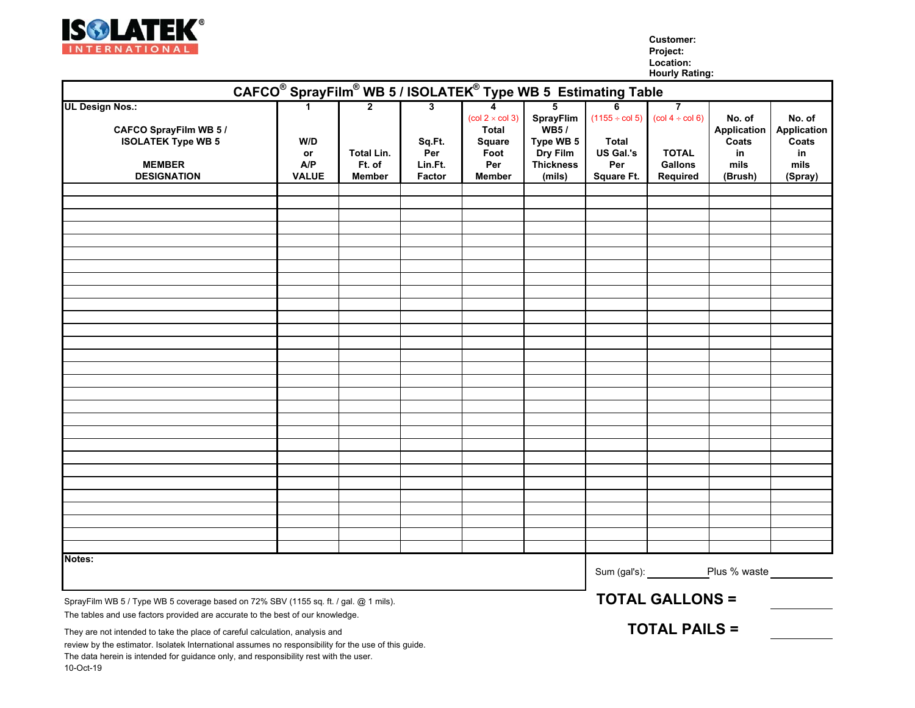ISOLATEK INTERNATIONAL

Customer:
Project:
Location:
Hourly Rating:

## CAFCO® SprayFilm® WB 5 / ISOLATEK® Type WB 5 Estimating Table

| UL Design Nos.: CAFCO SprayFilm WB 5 / ISOLATEK Type WB 5 MEMBER DESIGNATION | 1 W/D or A/P VALUE | 2 Total Lin. Ft. of Member | 3 Sq.Ft. Per Lin.Ft. Factor | 4 (col 2 × col 3) Total Square Foot Per Member | 5 SprayFlim WB5 / Type WB 5 Dry Film Thickness (mils) | 6 (1155 ÷ col 5) Total US Gal.'s Per Square Ft. | 7 (col 4 ÷ col 6) TOTAL Gallons Required | No. of Application Coats in mils (Brush) | No. of Application Coats in mils (Spray) |
|---|---|---|---|---|---|---|---|---|---|
| | | | | | | | | | |
| | | | | | | | | | |
| | | | | | | | | | |
| | | | | | | | | | |
| | | | | | | | | | |
| | | | | | | | | | |
| | | | | | | | | | |
| | | | | | | | | | |
| | | | | | | | | | |
| | | | | | | | | | |
| | | | | | | | | | |
| | | | | | | | | | |
| | | | | | | | | | |
| | | | | | | | | | |
| | | | | | | | | | |
| | | | | | | | | | |
| | | | | | | | | | |
| | | | | | | | | | |
| | | | | | | | | | |
| | | | | | | | | | |
| | | | | | | | | | |
| | | | | | | | | | |
| | | | | | | | | | |
| | | | | | | | | | |
| | | | | | | | | | |
| | | | | | | | | | |
| | | | | | | | | | |
| | | | | | | | | | |
| | | | | | | | | | |

Notes:

Sum (gal's): ____________ Plus % waste ____________

**TOTAL GALLONS =** ____________

**TOTAL PAILS =** ____________

SprayFilm WB 5 / Type WB 5 coverage based on 72% SBV (1155 sq. ft. / gal. @ 1 mils).

The tables and use factors provided are accurate to the best of our knowledge.

They are not intended to take the place of careful calculation, analysis and review by the estimator. Isolatek International assumes no responsibility for the use of this guide. The data herein is intended for guidance only, and responsibility rest with the user.

10-Oct-19